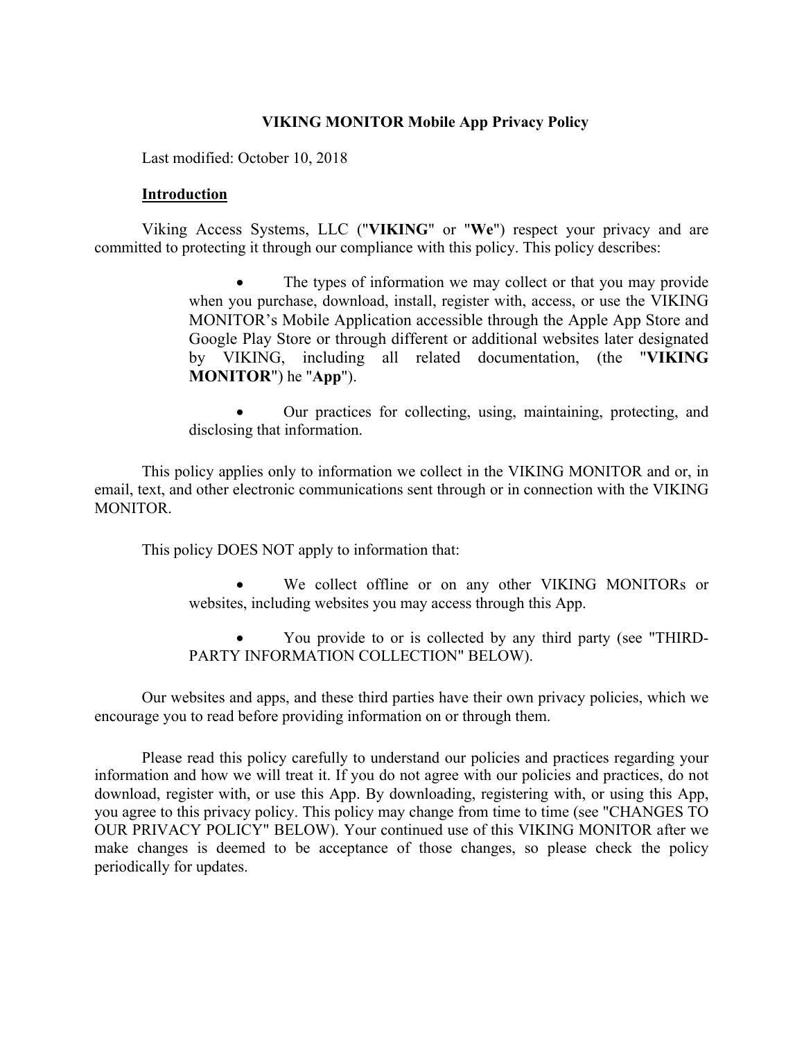# VIKING MONITOR Mobile App Privacy Policy

Last modified: October 10, 2018

## Introduction

Viking Access Systems, LLC ("**VIKING**" or "**We**") respect your privacy and are committed to protecting it through our compliance with this policy. This policy describes:

- The types of information we may collect or that you may provide when you purchase, download, install, register with, access, or use the VIKING MONITOR's Mobile Application accessible through the Apple App Store and Google Play Store or through different or additional websites later designated by VIKING, including all related documentation, (the "**VIKING MONITOR**") he "**App**").

- Our practices for collecting, using, maintaining, protecting, and disclosing that information.

This policy applies only to information we collect in the VIKING MONITOR and or, in email, text, and other electronic communications sent through or in connection with the VIKING MONITOR.

This policy DOES NOT apply to information that:

- We collect offline or on any other VIKING MONITORs or websites, including websites you may access through this App.

- You provide to or is collected by any third party (see "THIRD-PARTY INFORMATION COLLECTION" BELOW).

Our websites and apps, and these third parties have their own privacy policies, which we encourage you to read before providing information on or through them.

Please read this policy carefully to understand our policies and practices regarding your information and how we will treat it. If you do not agree with our policies and practices, do not download, register with, or use this App. By downloading, registering with, or using this App, you agree to this privacy policy. This policy may change from time to time (see "CHANGES TO OUR PRIVACY POLICY" BELOW). Your continued use of this VIKING MONITOR after we make changes is deemed to be acceptance of those changes, so please check the policy periodically for updates.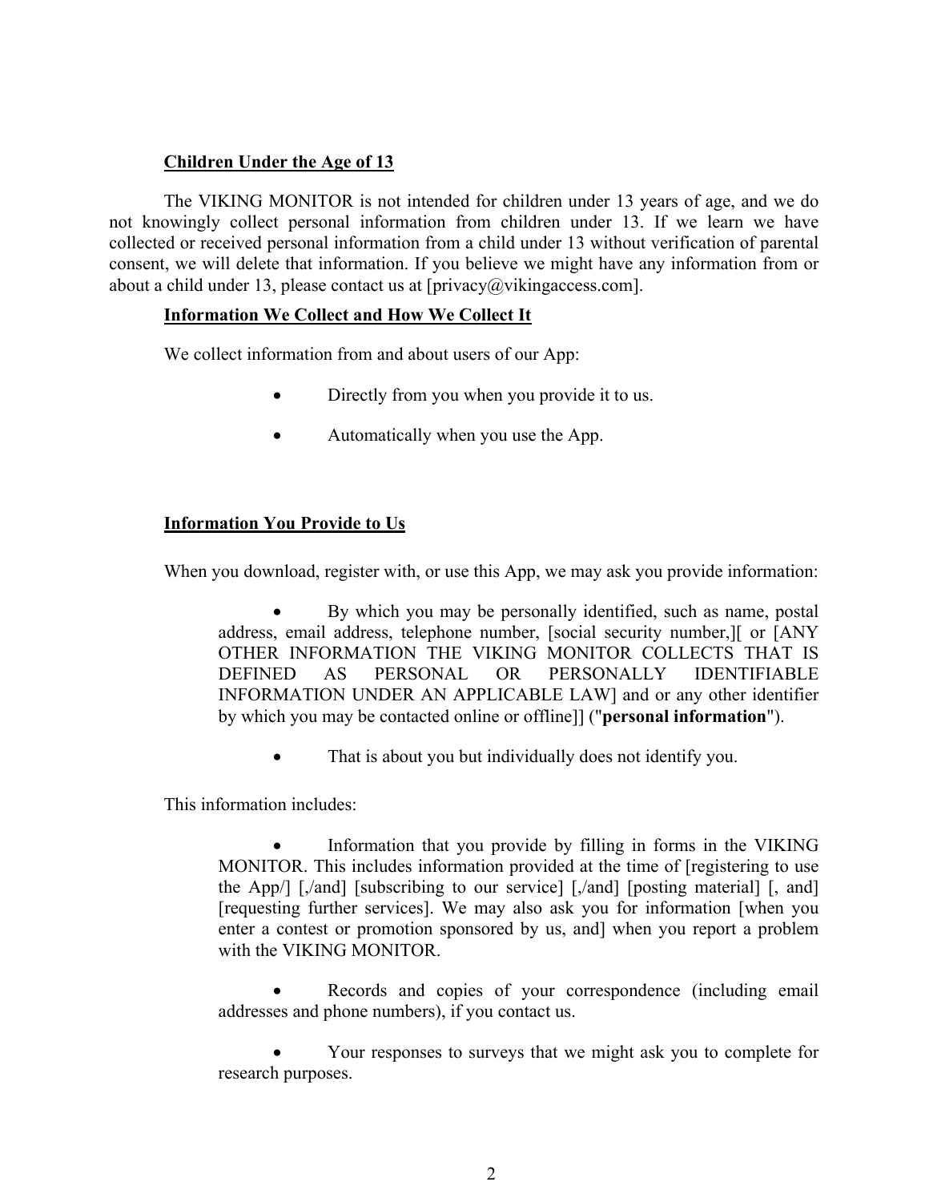**Children Under the Age of 13**

The VIKING MONITOR is not intended for children under 13 years of age, and we do not knowingly collect personal information from children under 13. If we learn we have collected or received personal information from a child under 13 without verification of parental consent, we will delete that information. If you believe we might have any information from or about a child under 13, please contact us at [privacy@vikingaccess.com].

**Information We Collect and How We Collect It**

We collect information from and about users of our App:

- Directly from you when you provide it to us.
- Automatically when you use the App.

**Information You Provide to Us**

When you download, register with, or use this App, we may ask you provide information:

- By which you may be personally identified, such as name, postal address, email address, telephone number, [social security number,][ or [ANY OTHER INFORMATION THE VIKING MONITOR COLLECTS THAT IS DEFINED AS PERSONAL OR PERSONALLY IDENTIFIABLE INFORMATION UNDER AN APPLICABLE LAW] and or any other identifier by which you may be contacted online or offline]] ("**personal information**").
- That is about you but individually does not identify you.

This information includes:

- Information that you provide by filling in forms in the VIKING MONITOR. This includes information provided at the time of [registering to use the App/] [,/and] [subscribing to our service] [,/and] [posting material] [, and] [requesting further services]. We may also ask you for information [when you enter a contest or promotion sponsored by us, and] when you report a problem with the VIKING MONITOR.
- Records and copies of your correspondence (including email addresses and phone numbers), if you contact us.
- Your responses to surveys that we might ask you to complete for research purposes.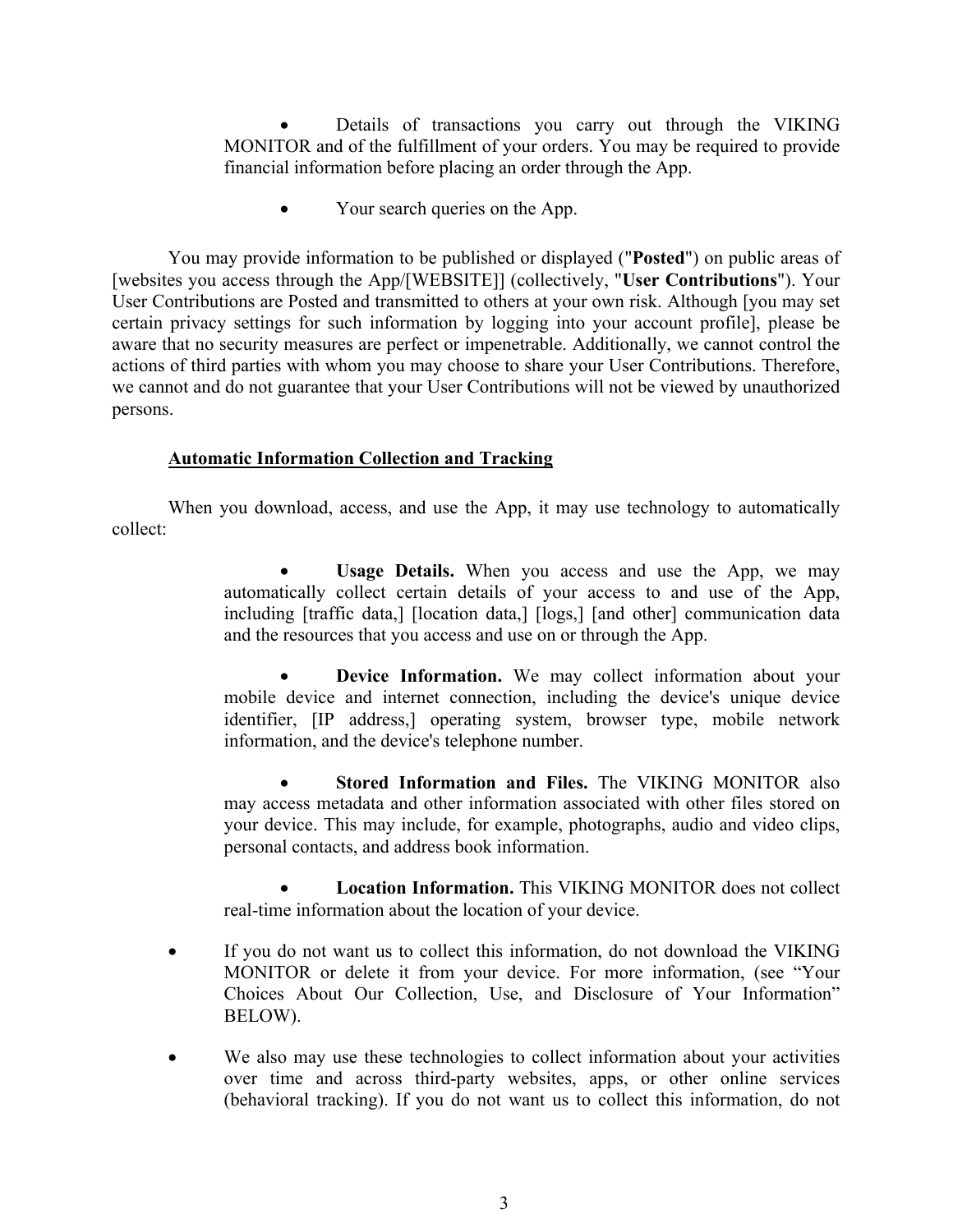- Details of transactions you carry out through the VIKING MONITOR and of the fulfillment of your orders. You may be required to provide financial information before placing an order through the App.

- Your search queries on the App.

You may provide information to be published or displayed ("**Posted**") on public areas of [websites you access through the App/[WEBSITE]] (collectively, "**User Contributions**"). Your User Contributions are Posted and transmitted to others at your own risk. Although [you may set certain privacy settings for such information by logging into your account profile], please be aware that no security measures are perfect or impenetrable. Additionally, we cannot control the actions of third parties with whom you may choose to share your User Contributions. Therefore, we cannot and do not guarantee that your User Contributions will not be viewed by unauthorized persons.

<u>**Automatic Information Collection and Tracking**</u>

When you download, access, and use the App, it may use technology to automatically collect:

- **Usage Details.** When you access and use the App, we may automatically collect certain details of your access to and use of the App, including [traffic data,] [location data,] [logs,] [and other] communication data and the resources that you access and use on or through the App.

- **Device Information.** We may collect information about your mobile device and internet connection, including the device's unique device identifier, [IP address,] operating system, browser type, mobile network information, and the device's telephone number.

- **Stored Information and Files.** The VIKING MONITOR also may access metadata and other information associated with other files stored on your device. This may include, for example, photographs, audio and video clips, personal contacts, and address book information.

- **Location Information.** This VIKING MONITOR does not collect real-time information about the location of your device.

- If you do not want us to collect this information, do not download the VIKING MONITOR or delete it from your device. For more information, (see “Your Choices About Our Collection, Use, and Disclosure of Your Information” BELOW).

- We also may use these technologies to collect information about your activities over time and across third-party websites, apps, or other online services (behavioral tracking). If you do not want us to collect this information, do not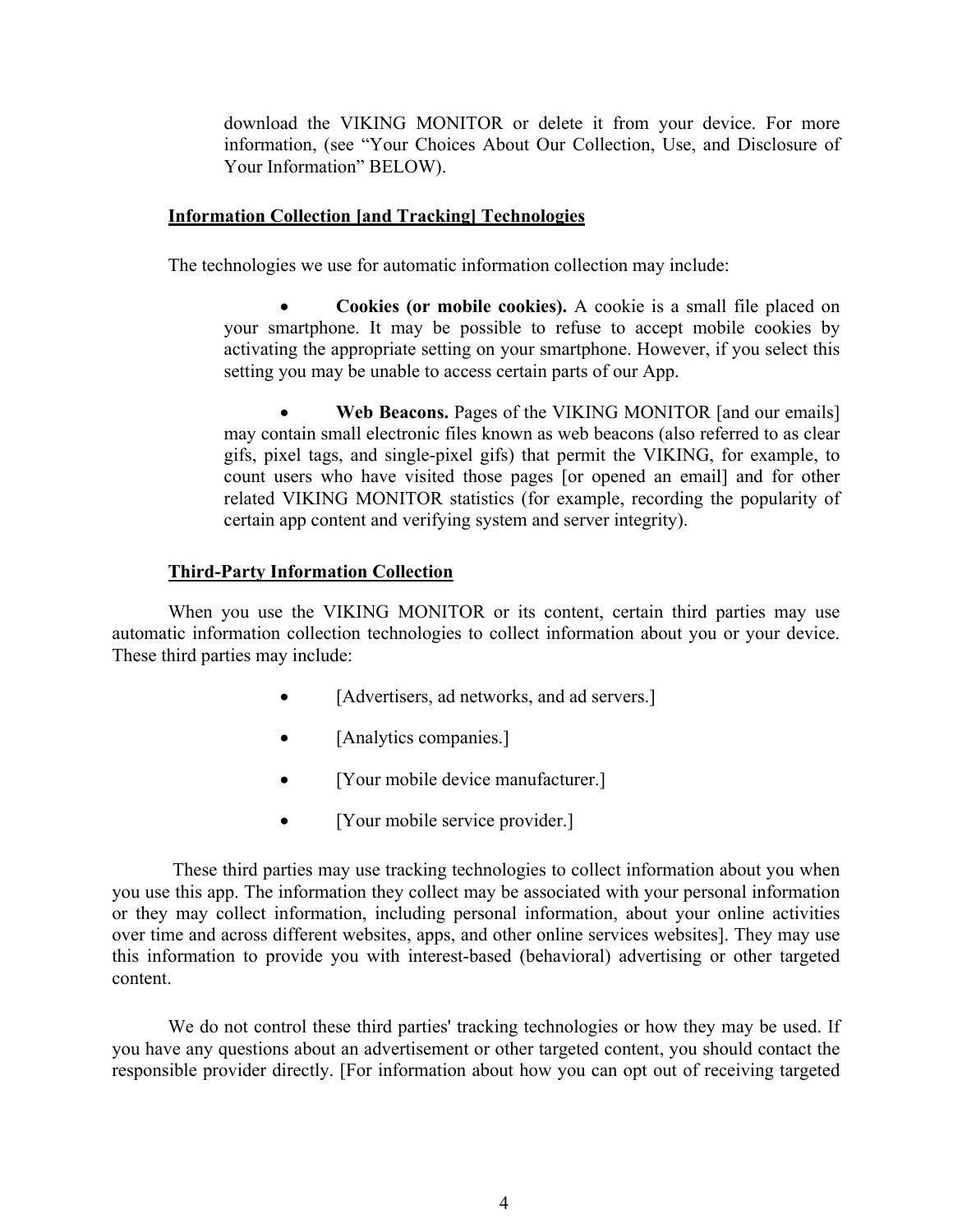download the VIKING MONITOR or delete it from your device. For more information, (see "Your Choices About Our Collection, Use, and Disclosure of Your Information" BELOW).

**Information Collection [and Tracking] Technologies**

The technologies we use for automatic information collection may include:

- **Cookies (or mobile cookies).** A cookie is a small file placed on your smartphone. It may be possible to refuse to accept mobile cookies by activating the appropriate setting on your smartphone. However, if you select this setting you may be unable to access certain parts of our App.

- **Web Beacons.** Pages of the VIKING MONITOR [and our emails] may contain small electronic files known as web beacons (also referred to as clear gifs, pixel tags, and single-pixel gifs) that permit the VIKING, for example, to count users who have visited those pages [or opened an email] and for other related VIKING MONITOR statistics (for example, recording the popularity of certain app content and verifying system and server integrity).

**Third-Party Information Collection**

When you use the VIKING MONITOR or its content, certain third parties may use automatic information collection technologies to collect information about you or your device. These third parties may include:

- [Advertisers, ad networks, and ad servers.]

- [Analytics companies.]

- [Your mobile device manufacturer.]

- [Your mobile service provider.]

These third parties may use tracking technologies to collect information about you when you use this app. The information they collect may be associated with your personal information or they may collect information, including personal information, about your online activities over time and across different websites, apps, and other online services websites]. They may use this information to provide you with interest-based (behavioral) advertising or other targeted content.

We do not control these third parties' tracking technologies or how they may be used. If you have any questions about an advertisement or other targeted content, you should contact the responsible provider directly. [For information about how you can opt out of receiving targeted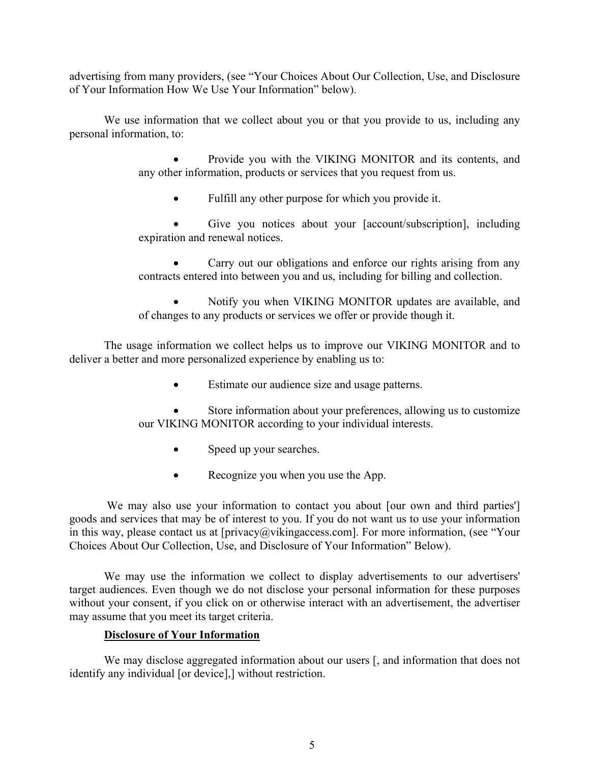advertising from many providers, (see "Your Choices About Our Collection, Use, and Disclosure of Your Information How We Use Your Information" below).

We use information that we collect about you or that you provide to us, including any personal information, to:

- Provide you with the VIKING MONITOR and its contents, and any other information, products or services that you request from us.
- Fulfill any other purpose for which you provide it.
- Give you notices about your [account/subscription], including expiration and renewal notices.
- Carry out our obligations and enforce our rights arising from any contracts entered into between you and us, including for billing and collection.
- Notify you when VIKING MONITOR updates are available, and of changes to any products or services we offer or provide though it.

The usage information we collect helps us to improve our VIKING MONITOR and to deliver a better and more personalized experience by enabling us to:

- Estimate our audience size and usage patterns.
- Store information about your preferences, allowing us to customize our VIKING MONITOR according to your individual interests.
- Speed up your searches.
- Recognize you when you use the App.

We may also use your information to contact you about [our own and third parties'] goods and services that may be of interest to you. If you do not want us to use your information in this way, please contact us at [privacy@vikingaccess.com]. For more information, (see "Your Choices About Our Collection, Use, and Disclosure of Your Information" Below).

We may use the information we collect to display advertisements to our advertisers' target audiences. Even though we do not disclose your personal information for these purposes without your consent, if you click on or otherwise interact with an advertisement, the advertiser may assume that you meet its target criteria.

**Disclosure of Your Information**

We may disclose aggregated information about our users [, and information that does not identify any individual [or device],] without restriction.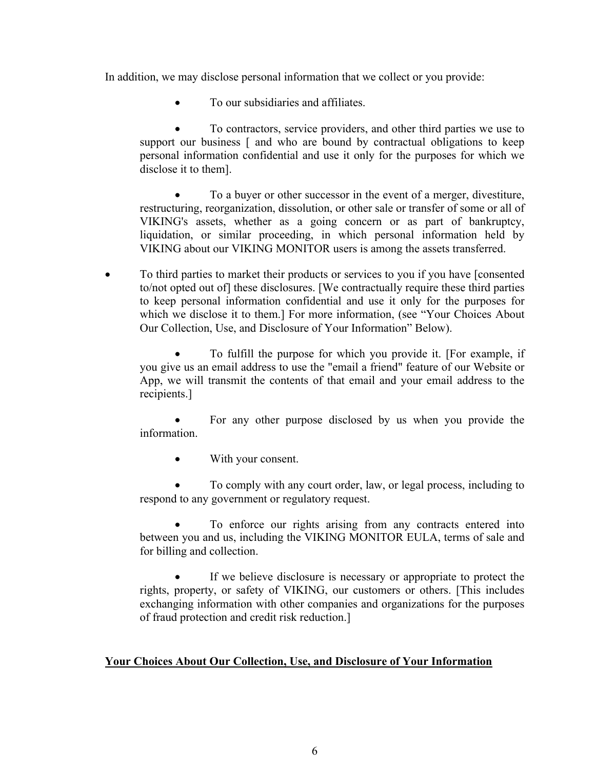In addition, we may disclose personal information that we collect or you provide:

- To our subsidiaries and affiliates.
- To contractors, service providers, and other third parties we use to support our business [ and who are bound by contractual obligations to keep personal information confidential and use it only for the purposes for which we disclose it to them].
- To a buyer or other successor in the event of a merger, divestiture, restructuring, reorganization, dissolution, or other sale or transfer of some or all of VIKING's assets, whether as a going concern or as part of bankruptcy, liquidation, or similar proceeding, in which personal information held by VIKING about our VIKING MONITOR users is among the assets transferred.
- To third parties to market their products or services to you if you have [consented to/not opted out of] these disclosures. [We contractually require these third parties to keep personal information confidential and use it only for the purposes for which we disclose it to them.] For more information, (see "Your Choices About Our Collection, Use, and Disclosure of Your Information" Below).
- To fulfill the purpose for which you provide it. [For example, if you give us an email address to use the "email a friend" feature of our Website or App, we will transmit the contents of that email and your email address to the recipients.]
- For any other purpose disclosed by us when you provide the information.
- With your consent.
- To comply with any court order, law, or legal process, including to respond to any government or regulatory request.
- To enforce our rights arising from any contracts entered into between you and us, including the VIKING MONITOR EULA, terms of sale and for billing and collection.
- If we believe disclosure is necessary or appropriate to protect the rights, property, or safety of VIKING, our customers or others. [This includes exchanging information with other companies and organizations for the purposes of fraud protection and credit risk reduction.]

**<u>Your Choices About Our Collection, Use, and Disclosure of Your Information</u>**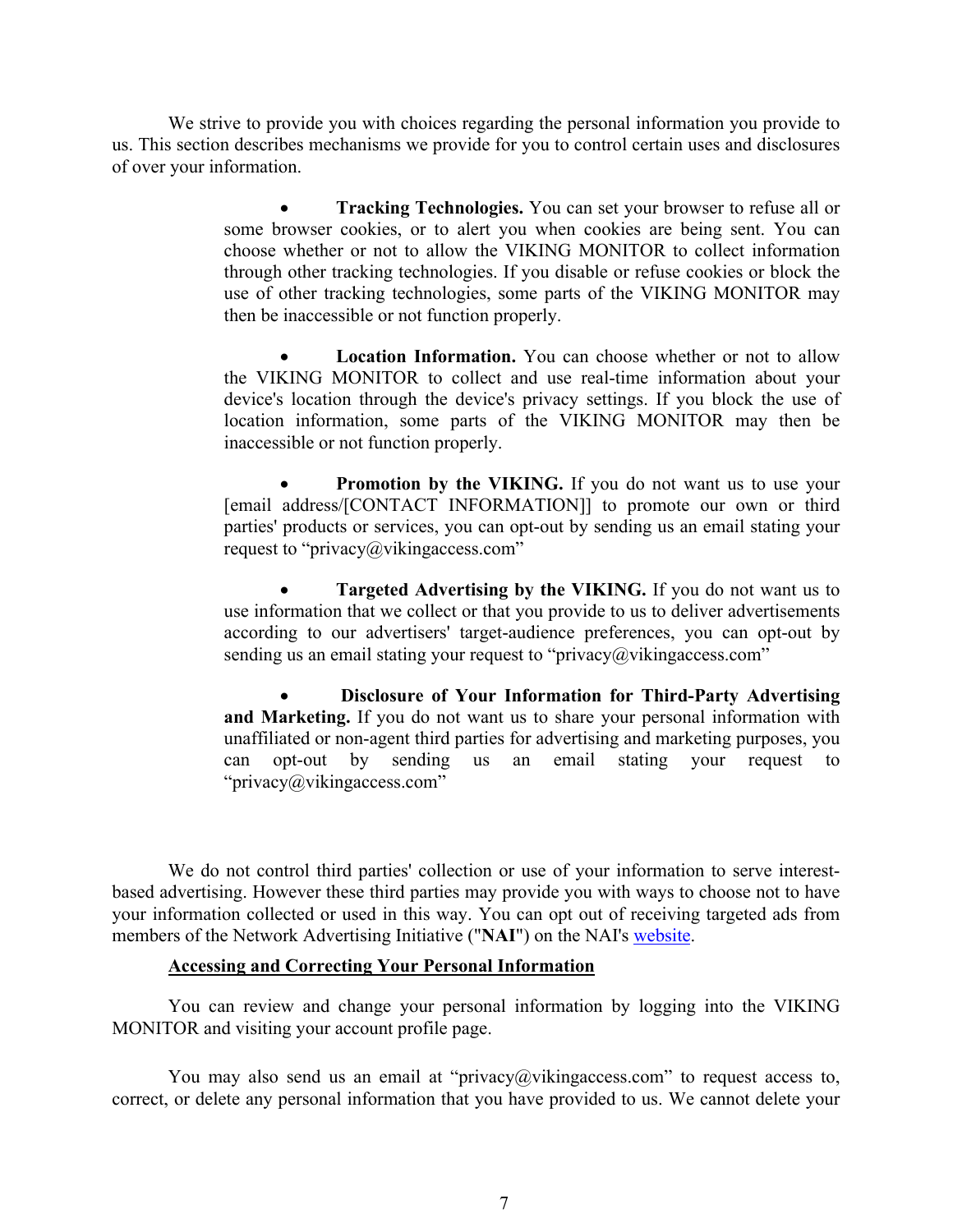We strive to provide you with choices regarding the personal information you provide to us. This section describes mechanisms we provide for you to control certain uses and disclosures of over your information.

- **Tracking Technologies.** You can set your browser to refuse all or some browser cookies, or to alert you when cookies are being sent. You can choose whether or not to allow the VIKING MONITOR to collect information through other tracking technologies. If you disable or refuse cookies or block the use of other tracking technologies, some parts of the VIKING MONITOR may then be inaccessible or not function properly.

- **Location Information.** You can choose whether or not to allow the VIKING MONITOR to collect and use real-time information about your device's location through the device's privacy settings. If you block the use of location information, some parts of the VIKING MONITOR may then be inaccessible or not function properly.

- **Promotion by the VIKING.** If you do not want us to use your [email address/[CONTACT INFORMATION]] to promote our own or third parties' products or services, you can opt-out by sending us an email stating your request to "privacy@vikingaccess.com"

- **Targeted Advertising by the VIKING.** If you do not want us to use information that we collect or that you provide to us to deliver advertisements according to our advertisers' target-audience preferences, you can opt-out by sending us an email stating your request to "privacy@vikingaccess.com"

- **Disclosure of Your Information for Third-Party Advertising and Marketing.** If you do not want us to share your personal information with unaffiliated or non-agent third parties for advertising and marketing purposes, you can opt-out by sending us an email stating your request to "privacy@vikingaccess.com"

We do not control third parties' collection or use of your information to serve interest-based advertising. However these third parties may provide you with ways to choose not to have your information collected or used in this way. You can opt out of receiving targeted ads from members of the Network Advertising Initiative ("**NAI**") on the NAI's website.

**Accessing and Correcting Your Personal Information**

You can review and change your personal information by logging into the VIKING MONITOR and visiting your account profile page.

You may also send us an email at "privacy@vikingaccess.com" to request access to, correct, or delete any personal information that you have provided to us. We cannot delete your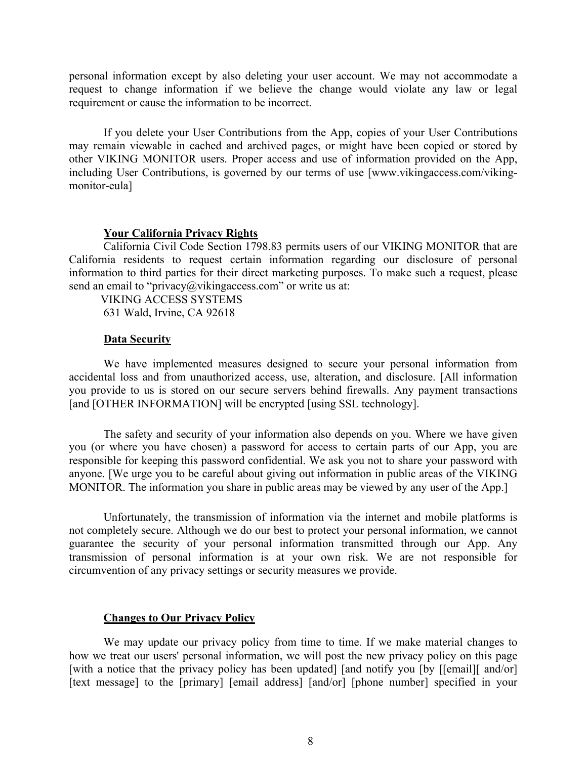personal information except by also deleting your user account. We may not accommodate a request to change information if we believe the change would violate any law or legal requirement or cause the information to be incorrect.

If you delete your User Contributions from the App, copies of your User Contributions may remain viewable in cached and archived pages, or might have been copied or stored by other VIKING MONITOR users. Proper access and use of information provided on the App, including User Contributions, is governed by our terms of use [www.vikingaccess.com/viking-monitor-eula]

**Your California Privacy Rights**

California Civil Code Section 1798.83 permits users of our VIKING MONITOR that are California residents to request certain information regarding our disclosure of personal information to third parties for their direct marketing purposes. To make such a request, please send an email to "privacy@vikingaccess.com" or write us at:

VIKING ACCESS SYSTEMS
631 Wald, Irvine, CA 92618

**Data Security**

We have implemented measures designed to secure your personal information from accidental loss and from unauthorized access, use, alteration, and disclosure. [All information you provide to us is stored on our secure servers behind firewalls. Any payment transactions [and [OTHER INFORMATION] will be encrypted [using SSL technology].

The safety and security of your information also depends on you. Where we have given you (or where you have chosen) a password for access to certain parts of our App, you are responsible for keeping this password confidential. We ask you not to share your password with anyone. [We urge you to be careful about giving out information in public areas of the VIKING MONITOR. The information you share in public areas may be viewed by any user of the App.]

Unfortunately, the transmission of information via the internet and mobile platforms is not completely secure. Although we do our best to protect your personal information, we cannot guarantee the security of your personal information transmitted through our App. Any transmission of personal information is at your own risk. We are not responsible for circumvention of any privacy settings or security measures we provide.

**Changes to Our Privacy Policy**

We may update our privacy policy from time to time. If we make material changes to how we treat our users' personal information, we will post the new privacy policy on this page [with a notice that the privacy policy has been updated] [and notify you [by [[email][ and/or] [text message] to the [primary] [email address] [and/or] [phone number] specified in your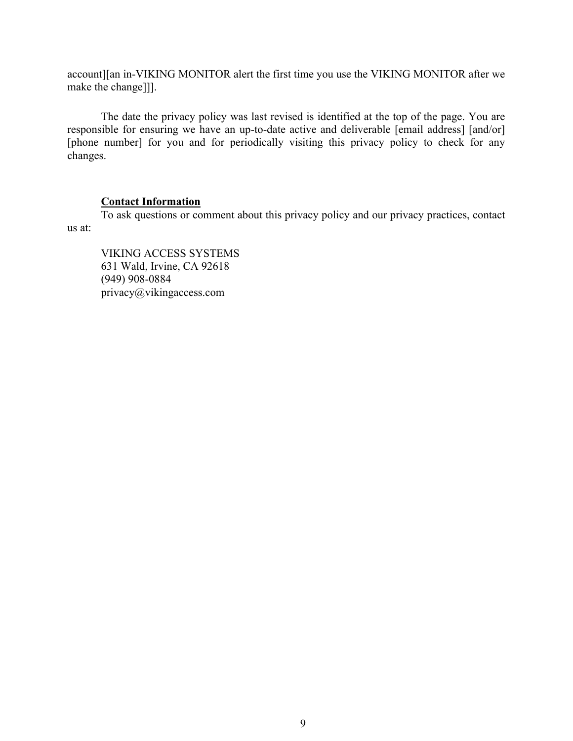account][an in-VIKING MONITOR alert the first time you use the VIKING MONITOR after we make the change]]].

The date the privacy policy was last revised is identified at the top of the page. You are responsible for ensuring we have an up-to-date active and deliverable [email address] [and/or] [phone number] for you and for periodically visiting this privacy policy to check for any changes.

**Contact Information**

To ask questions or comment about this privacy policy and our privacy practices, contact us at:

VIKING ACCESS SYSTEMS
631 Wald, Irvine, CA 92618
(949) 908-0884
privacy@vikingaccess.com